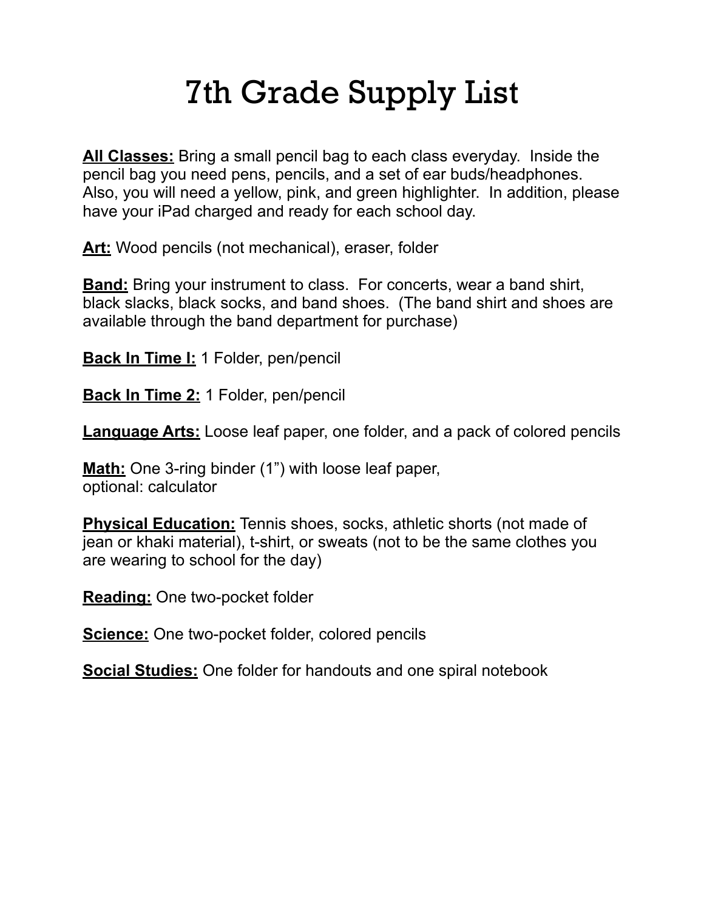# 7th Grade Supply List

**All Classes:** Bring a small pencil bag to each class everyday. Inside the pencil bag you need pens, pencils, and a set of ear buds/headphones. Also, you will need a yellow, pink, and green highlighter. In addition, please have your iPad charged and ready for each school day.

**Art:** Wood pencils (not mechanical), eraser, folder

**Band:** Bring your instrument to class. For concerts, wear a band shirt, black slacks, black socks, and band shoes. (The band shirt and shoes are available through the band department for purchase)

**Back In Time I:** 1 Folder, pen/pencil

**Back In Time 2:** 1 Folder, pen/pencil

**Language Arts:** Loose leaf paper, one folder, and a pack of colored pencils

**Math:** One 3-ring binder (1") with loose leaf paper,
optional: calculator

**Physical Education:** Tennis shoes, socks, athletic shorts (not made of jean or khaki material), t-shirt, or sweats (not to be the same clothes you are wearing to school for the day)

**Reading:** One two-pocket folder

**Science:** One two-pocket folder, colored pencils

**Social Studies:** One folder for handouts and one spiral notebook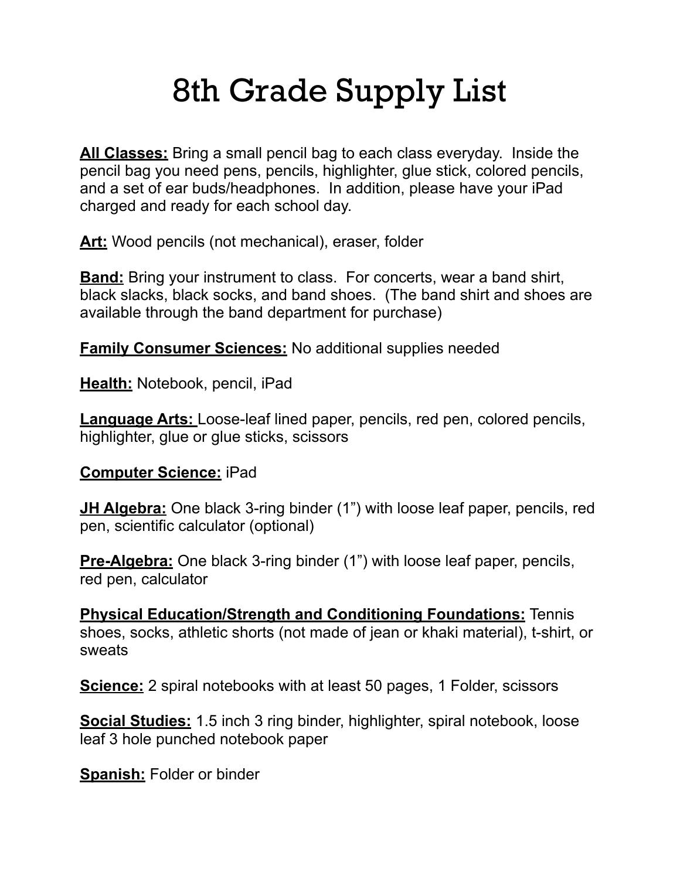# 8th Grade Supply List

**All Classes:** Bring a small pencil bag to each class everyday. Inside the pencil bag you need pens, pencils, highlighter, glue stick, colored pencils, and a set of ear buds/headphones. In addition, please have your iPad charged and ready for each school day.

**Art:** Wood pencils (not mechanical), eraser, folder

**Band:** Bring your instrument to class. For concerts, wear a band shirt, black slacks, black socks, and band shoes. (The band shirt and shoes are available through the band department for purchase)

**Family Consumer Sciences:** No additional supplies needed

**Health:** Notebook, pencil, iPad

**Language Arts:** Loose-leaf lined paper, pencils, red pen, colored pencils, highlighter, glue or glue sticks, scissors

**Computer Science:** iPad

**JH Algebra:** One black 3-ring binder (1") with loose leaf paper, pencils, red pen, scientific calculator (optional)

**Pre-Algebra:** One black 3-ring binder (1") with loose leaf paper, pencils, red pen, calculator

**Physical Education/Strength and Conditioning Foundations:** Tennis shoes, socks, athletic shorts (not made of jean or khaki material), t-shirt, or sweats

**Science:** 2 spiral notebooks with at least 50 pages, 1 Folder, scissors

**Social Studies:** 1.5 inch 3 ring binder, highlighter, spiral notebook, loose leaf 3 hole punched notebook paper

**Spanish:** Folder or binder